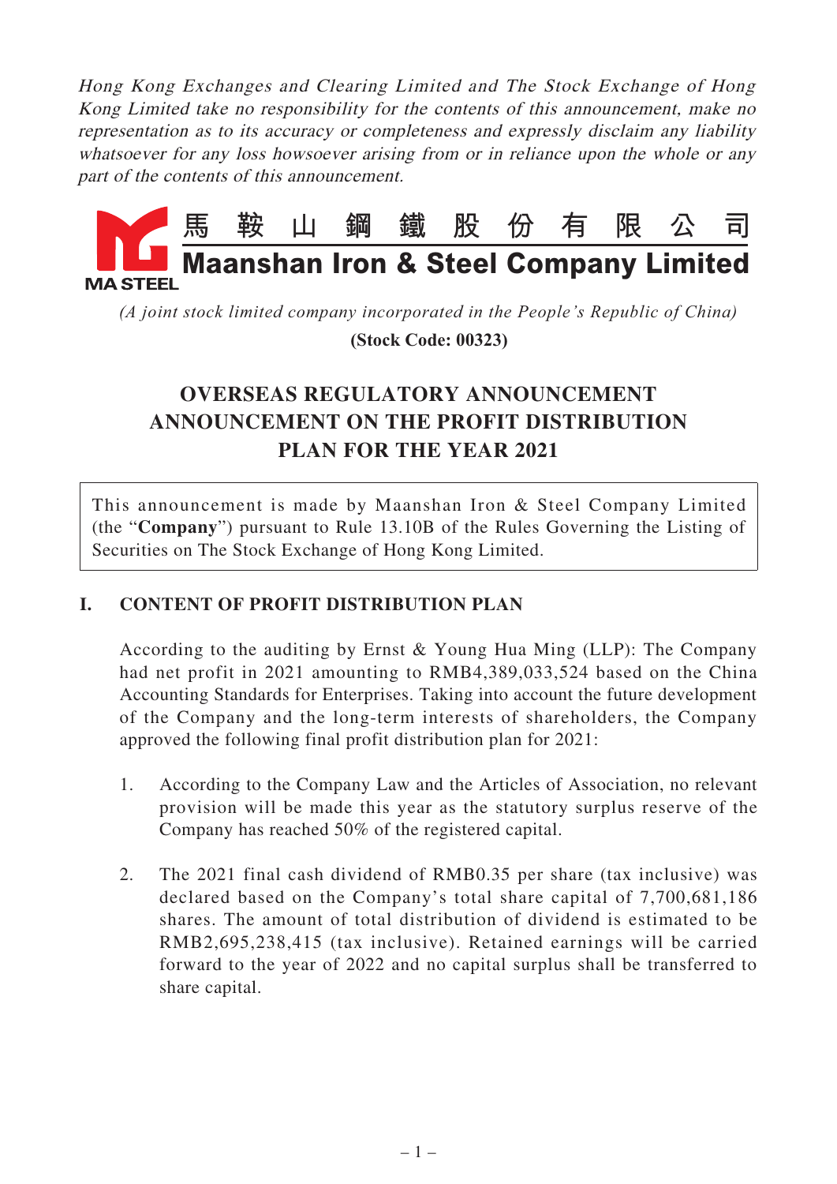*Hong Kong Exchanges and Clearing Limited and The Stock Exchange of Hong Kong Limited take no responsibility for the contents of this announcement, make no representation as to its accuracy or completeness and expressly disclaim any liability whatsoever for any loss howsoever arising from or in reliance upon the whole or any part of the contents of this announcement.*

# 馬鞍山鋼鐵股份有限公司
# Maanshan Iron & Steel Company Limited

MA STEEL

*(A joint stock limited company incorporated in the People's Republic of China)*

**(Stock Code: 00323)**

## OVERSEAS REGULATORY ANNOUNCEMENT
## ANNOUNCEMENT ON THE PROFIT DISTRIBUTION PLAN FOR THE YEAR 2021

This announcement is made by Maanshan Iron & Steel Company Limited (the "**Company**") pursuant to Rule 13.10B of the Rules Governing the Listing of Securities on The Stock Exchange of Hong Kong Limited.

### I. CONTENT OF PROFIT DISTRIBUTION PLAN

According to the auditing by Ernst & Young Hua Ming (LLP): The Company had net profit in 2021 amounting to RMB4,389,033,524 based on the China Accounting Standards for Enterprises. Taking into account the future development of the Company and the long-term interests of shareholders, the Company approved the following final profit distribution plan for 2021:

1. According to the Company Law and the Articles of Association, no relevant provision will be made this year as the statutory surplus reserve of the Company has reached 50% of the registered capital.

2. The 2021 final cash dividend of RMB0.35 per share (tax inclusive) was declared based on the Company's total share capital of 7,700,681,186 shares. The amount of total distribution of dividend is estimated to be RMB2,695,238,415 (tax inclusive). Retained earnings will be carried forward to the year of 2022 and no capital surplus shall be transferred to share capital.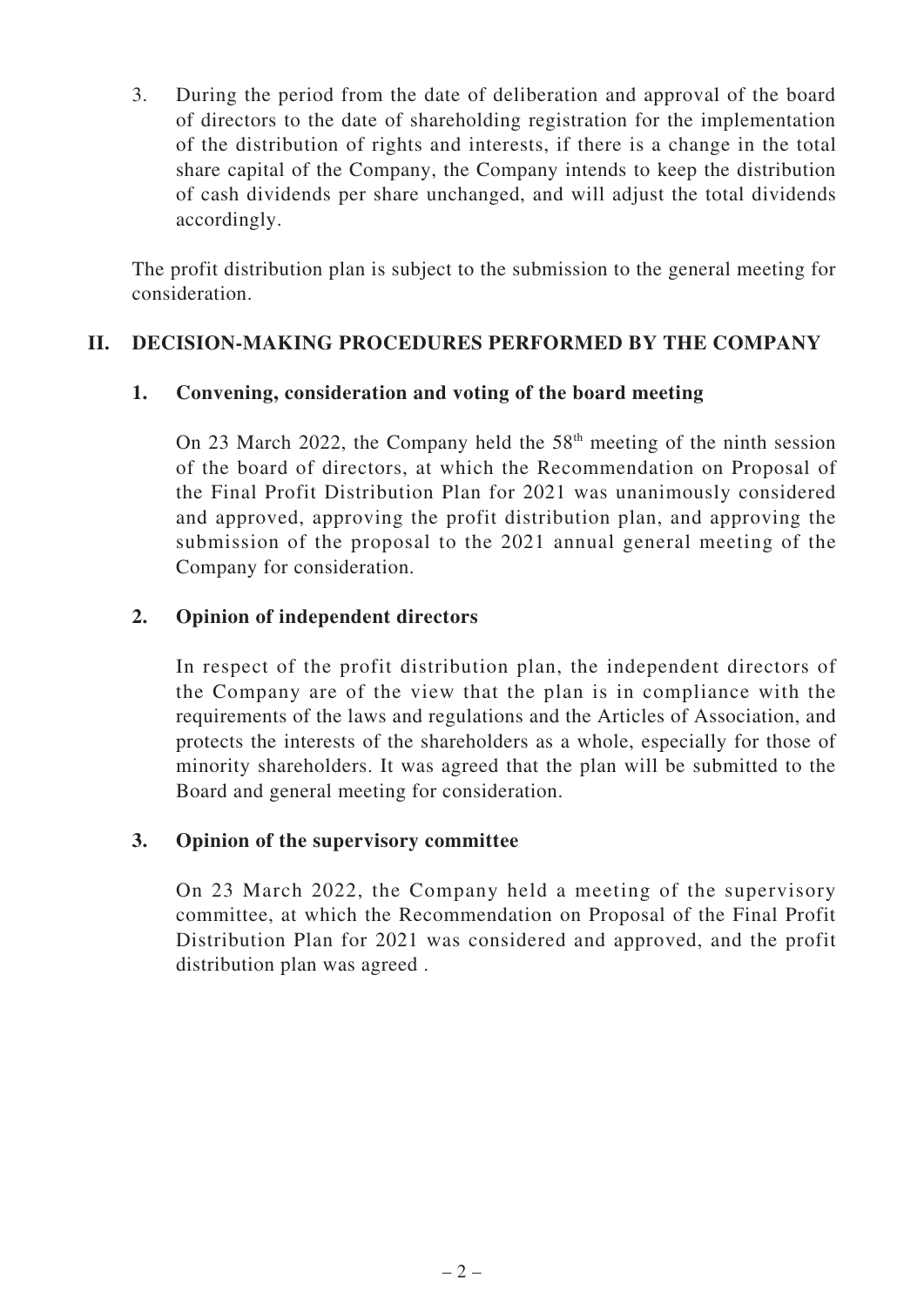3. During the period from the date of deliberation and approval of the board of directors to the date of shareholding registration for the implementation of the distribution of rights and interests, if there is a change in the total share capital of the Company, the Company intends to keep the distribution of cash dividends per share unchanged, and will adjust the total dividends accordingly.

The profit distribution plan is subject to the submission to the general meeting for consideration.

## II. DECISION-MAKING PROCEDURES PERFORMED BY THE COMPANY

### 1. Convening, consideration and voting of the board meeting

On 23 March 2022, the Company held the 58th meeting of the ninth session of the board of directors, at which the Recommendation on Proposal of the Final Profit Distribution Plan for 2021 was unanimously considered and approved, approving the profit distribution plan, and approving the submission of the proposal to the 2021 annual general meeting of the Company for consideration.

### 2. Opinion of independent directors

In respect of the profit distribution plan, the independent directors of the Company are of the view that the plan is in compliance with the requirements of the laws and regulations and the Articles of Association, and protects the interests of the shareholders as a whole, especially for those of minority shareholders. It was agreed that the plan will be submitted to the Board and general meeting for consideration.

### 3. Opinion of the supervisory committee

On 23 March 2022, the Company held a meeting of the supervisory committee, at which the Recommendation on Proposal of the Final Profit Distribution Plan for 2021 was considered and approved, and the profit distribution plan was agreed .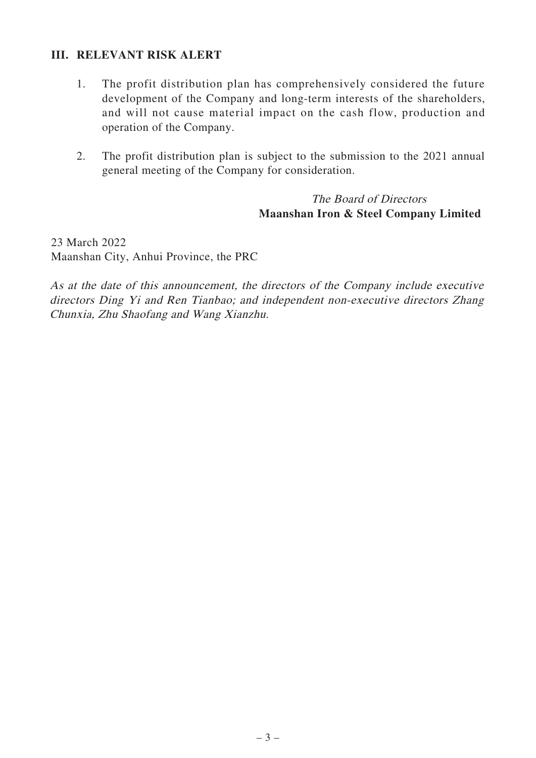## III. RELEVANT RISK ALERT

1. The profit distribution plan has comprehensively considered the future development of the Company and long-term interests of the shareholders, and will not cause material impact on the cash flow, production and operation of the Company.

2. The profit distribution plan is subject to the submission to the 2021 annual general meeting of the Company for consideration.

*The Board of Directors*
**Maanshan Iron & Steel Company Limited**

23 March 2022
Maanshan City, Anhui Province, the PRC

*As at the date of this announcement, the directors of the Company include executive directors Ding Yi and Ren Tianbao; and independent non-executive directors Zhang Chunxia, Zhu Shaofang and Wang Xianzhu.*